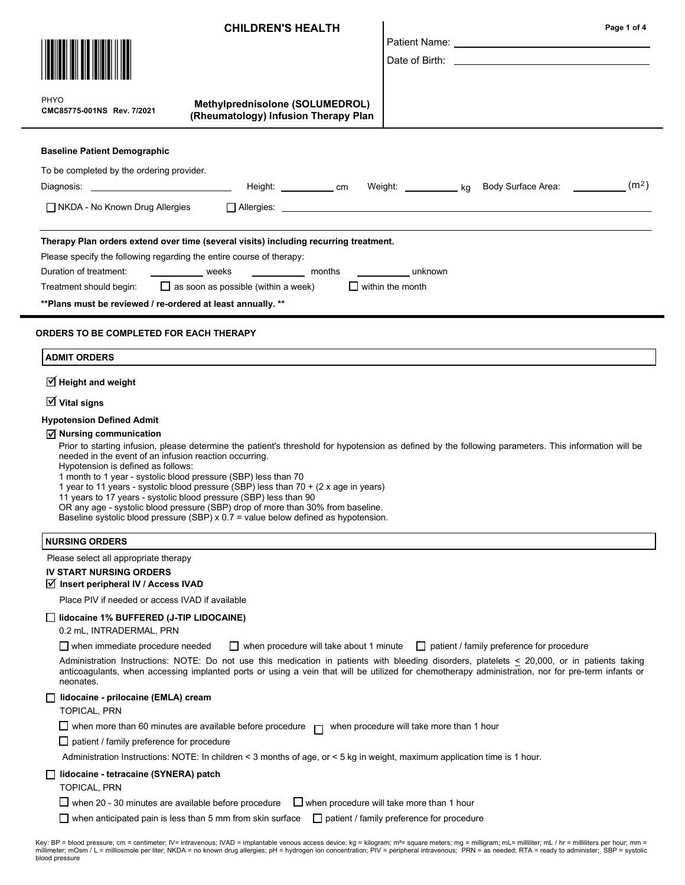# CHILDREN'S HEALTH

PHYO
**CMC85775-001NS Rev. 7/2021**

**Methylprednisolone (SOLUMEDROL) (Rheumatology) Infusion Therapy Plan**

Patient Name: ____________________

Date of Birth: ____________________

**Baseline Patient Demographic**

To be completed by the ordering provider.

Diagnosis: ____________________ Height: __________ cm Weight: __________ kg Body Surface Area: __________ ($m^2$)

☐ NKDA - No Known Drug Allergies ☐ Allergies: ____________________

**Therapy Plan orders extend over time (several visits) including recurring treatment.**

Please specify the following regarding the entire course of therapy:

Duration of treatment: __________ weeks __________ months __________ unknown

Treatment should begin: ☐ as soon as possible (within a week) ☐ within the month

**\*\*Plans must be reviewed / re-ordered at least annually. \*\***

## ORDERS TO BE COMPLETED FOR EACH THERAPY

### ADMIT ORDERS

☑ **Height and weight**

☑ **Vital signs**

**Hypotension Defined Admit**

☑ **Nursing communication**

Prior to starting infusion, please determine the patient's threshold for hypotension as defined by the following parameters. This information will be needed in the event of an infusion reaction occurring.
Hypotension is defined as follows:
1 month to 1 year - systolic blood pressure (SBP) less than 70
1 year to 11 years - systolic blood pressure (SBP) less than 70 + (2 x age in years)
11 years to 17 years - systolic blood pressure (SBP) less than 90
OR any age - systolic blood pressure (SBP) drop of more than 30% from baseline.
Baseline systolic blood pressure (SBP) x 0.7 = value below defined as hypotension.

### NURSING ORDERS

Please select all appropriate therapy

**IV START NURSING ORDERS**

☑ **Insert peripheral IV / Access IVAD**

Place PIV if needed or access IVAD if available

☐ **lidocaine 1% BUFFERED (J-TIP LIDOCAINE)**

0.2 mL, INTRADERMAL, PRN

☐ when immediate procedure needed ☐ when procedure will take about 1 minute ☐ patient / family preference for procedure

Administration Instructions: NOTE: Do not use this medication in patients with bleeding disorders, platelets ≤ 20,000, or in patients taking anticoagulants, when accessing implanted ports or using a vein that will be utilized for chemotherapy administration, nor for pre-term infants or neonates.

☐ **lidocaine - prilocaine (EMLA) cream**

TOPICAL, PRN

☐ when more than 60 minutes are available before procedure ☐ when procedure will take more than 1 hour

☐ patient / family preference for procedure

Administration Instructions: NOTE: In children < 3 months of age, or < 5 kg in weight, maximum application time is 1 hour.

☐ **lidocaine - tetracaine (SYNERA) patch**

TOPICAL, PRN

☐ when 20 - 30 minutes are available before procedure ☐ when procedure will take more than 1 hour

☐ when anticipated pain is less than 5 mm from skin surface ☐ patient / family preference for procedure

Key: BP = blood pressure; cm = centimeter; IV= intravenous; IVAD = implantable venous access device; kg = kilogram; m²= square meters; mg = milligram; mL= milliliter; mL / hr = milliliters per hour; mm = millimeter; mOsm / L = milliosmole per liter; NKDA = no known drug allergies; pH = hydrogen ion concentration; PIV = peripheral intravenous; PRN = as needed; RTA = ready to administer; SBP = systolic blood pressure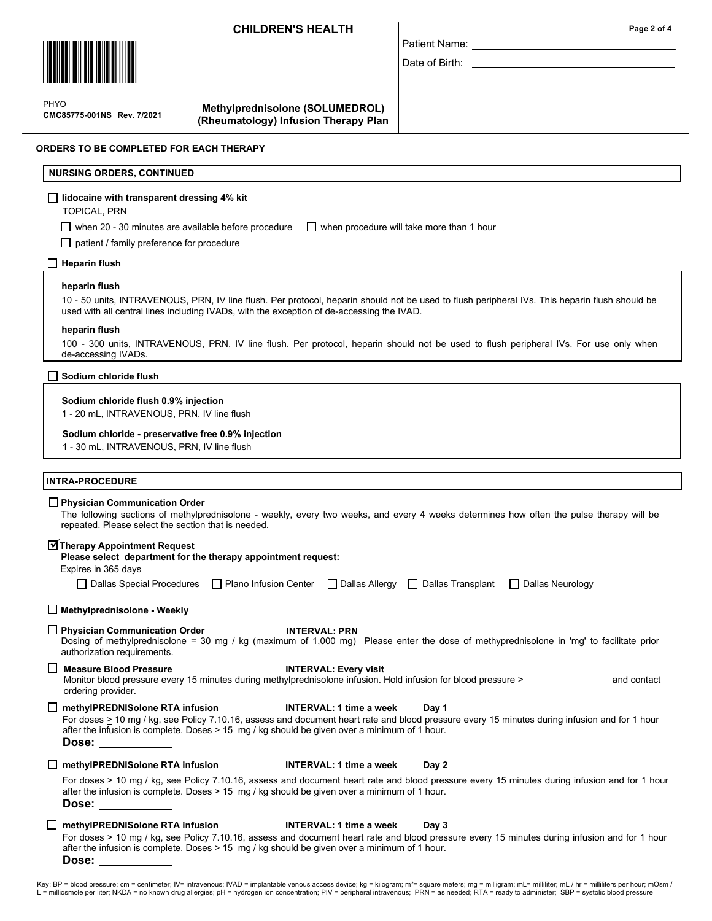# CHILDREN'S HEALTH

PHYO
CMC85775-001NS Rev. 7/2021

**Methylprednisolone (SOLUMEDROL) (Rheumatology) Infusion Therapy Plan**

Patient Name: ____________________

Date of Birth: ____________________

## ORDERS TO BE COMPLETED FOR EACH THERAPY

### NURSING ORDERS, CONTINUED

☐ **lidocaine with transparent dressing 4% kit**
TOPICAL, PRN

☐ when 20 - 30 minutes are available before procedure ☐ when procedure will take more than 1 hour

☐ patient / family preference for procedure

☐ **Heparin flush**

**heparin flush**
10 - 50 units, INTRAVENOUS, PRN, IV line flush. Per protocol, heparin should not be used to flush peripheral IVs. This heparin flush should be used with all central lines including IVADs, with the exception of de-accessing the IVAD.

**heparin flush**
100 - 300 units, INTRAVENOUS, PRN, IV line flush. Per protocol, heparin should not be used to flush peripheral IVs. For use only when de-accessing IVADs.

☐ **Sodium chloride flush**

**Sodium chloride flush 0.9% injection**
1 - 20 mL, INTRAVENOUS, PRN, IV line flush

**Sodium chloride - preservative free 0.9% injection**
1 - 30 mL, INTRAVENOUS, PRN, IV line flush

### INTRA-PROCEDURE

☐ **Physician Communication Order**
The following sections of methylprednisolone - weekly, every two weeks, and every 4 weeks determines how often the pulse therapy will be repeated. Please select the section that is needed.

☑ **Therapy Appointment Request**
**Please select department for the therapy appointment request:**
Expires in 365 days

☐ Dallas Special Procedures ☐ Plano Infusion Center ☐ Dallas Allergy ☐ Dallas Transplant ☐ Dallas Neurology

☐ **Methylprednisolone - Weekly**

☐ **Physician Communication Order** **INTERVAL: PRN**
Dosing of methylprednisolone = 30 mg / kg (maximum of 1,000 mg) Please enter the dose of methyprednisolone in 'mg' to facilitate prior authorization requirements.

☐ **Measure Blood Pressure** **INTERVAL: Every visit**
Monitor blood pressure every 15 minutes during methylprednisolone infusion. Hold infusion for blood pressure ≥ ____________ and contact ordering provider.

☐ **methylPREDNISolone RTA infusion** **INTERVAL: 1 time a week** **Day 1**
For doses ≥ 10 mg / kg, see Policy 7.10.16, assess and document heart rate and blood pressure every 15 minutes during infusion and for 1 hour after the infusion is complete. Doses > 15 mg / kg should be given over a minimum of 1 hour.
**Dose:** ____________

☐ **methylPREDNISolone RTA infusion** **INTERVAL: 1 time a week** **Day 2**
For doses ≥ 10 mg / kg, see Policy 7.10.16, assess and document heart rate and blood pressure every 15 minutes during infusion and for 1 hour after the infusion is complete. Doses > 15 mg / kg should be given over a minimum of 1 hour.
**Dose:** ____________

☐ **methylPREDNISolone RTA infusion** **INTERVAL: 1 time a week** **Day 3**
For doses ≥ 10 mg / kg, see Policy 7.10.16, assess and document heart rate and blood pressure every 15 minutes during infusion and for 1 hour after the infusion is complete. Doses > 15 mg / kg should be given over a minimum of 1 hour.
**Dose:** ____________

Key: BP = blood pressure; cm = centimeter; IV= intravenous; IVAD = implantable venous access device; kg = kilogram; m²= square meters; mg = milligram; mL= milliliter; mL / hr = milliliters per hour; mOsm / L = milliosmole per liter; NKDA = no known drug allergies; pH = hydrogen ion concentration; PIV = peripheral intravenous; PRN = as needed; RTA = ready to administer; SBP = systolic blood pressure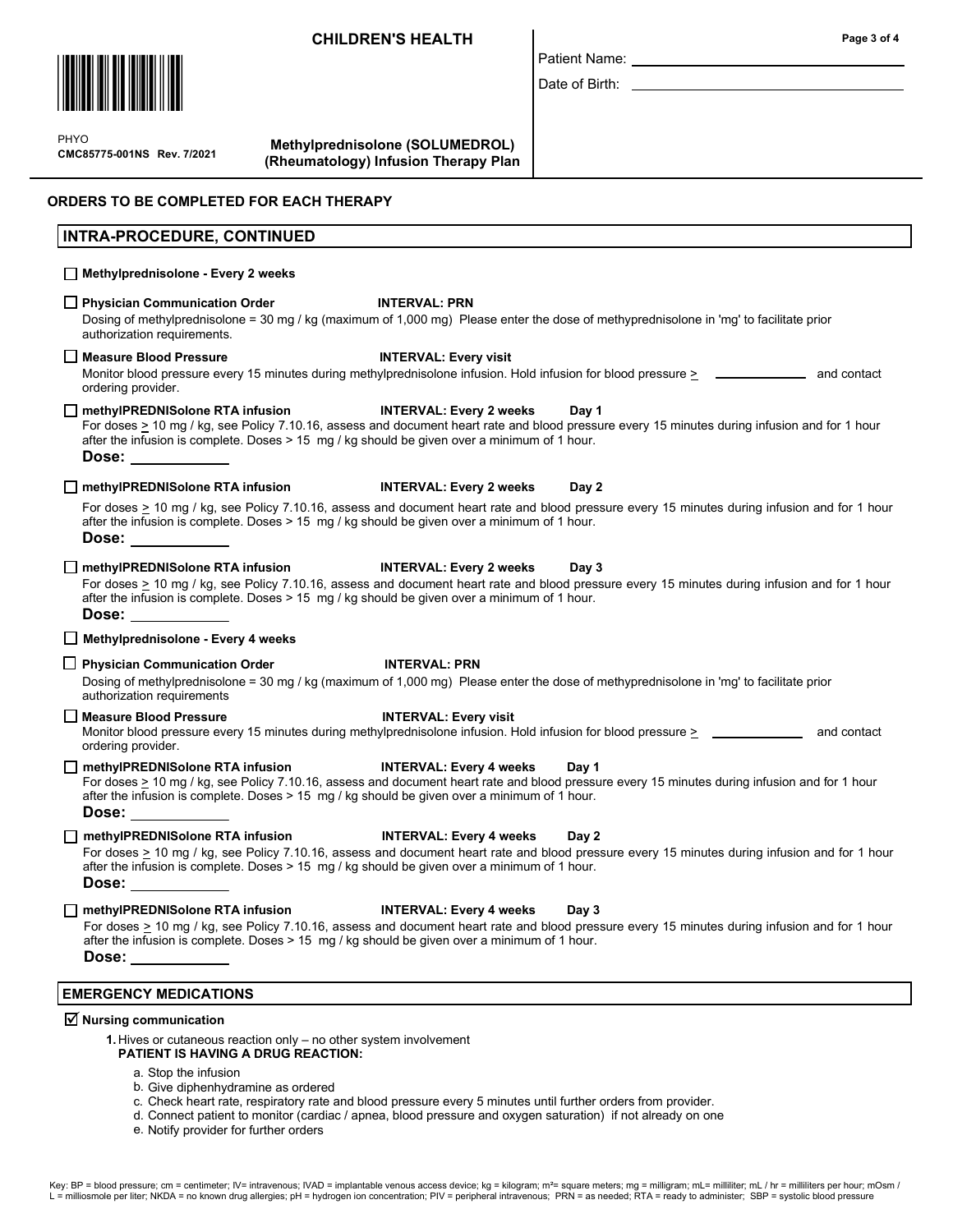**CHILDREN'S HEALTH**

PHYO
CMC85775-001NS Rev. 7/2021

**Methylprednisolone (SOLUMEDROL) (Rheumatology) Infusion Therapy Plan**

Patient Name: ______________________

Date of Birth: ______________________

## ORDERS TO BE COMPLETED FOR EACH THERAPY

## INTRA-PROCEDURE, CONTINUED

☐ **Methylprednisolone - Every 2 weeks**

☐ **Physician Communication Order** **INTERVAL: PRN**
Dosing of methylprednisolone = 30 mg / kg (maximum of 1,000 mg) Please enter the dose of methyprednisolone in 'mg' to facilitate prior authorization requirements.

☐ **Measure Blood Pressure** **INTERVAL: Every visit**
Monitor blood pressure every 15 minutes during methylprednisolone infusion. Hold infusion for blood pressure ≥ ____________ and contact ordering provider.

☐ **methylPREDNISolone RTA infusion** **INTERVAL: Every 2 weeks** **Day 1**
For doses ≥ 10 mg / kg, see Policy 7.10.16, assess and document heart rate and blood pressure every 15 minutes during infusion and for 1 hour after the infusion is complete. Doses > 15 mg / kg should be given over a minimum of 1 hour.
**Dose:** ____________

☐ **methylPREDNISolone RTA infusion** **INTERVAL: Every 2 weeks** **Day 2**
For doses ≥ 10 mg / kg, see Policy 7.10.16, assess and document heart rate and blood pressure every 15 minutes during infusion and for 1 hour after the infusion is complete. Doses > 15 mg / kg should be given over a minimum of 1 hour.
**Dose:** ____________

☐ **methylPREDNISolone RTA infusion** **INTERVAL: Every 2 weeks** **Day 3**
For doses ≥ 10 mg / kg, see Policy 7.10.16, assess and document heart rate and blood pressure every 15 minutes during infusion and for 1 hour after the infusion is complete. Doses > 15 mg / kg should be given over a minimum of 1 hour.
**Dose:** ____________

☐ **Methylprednisolone - Every 4 weeks**

☐ **Physician Communication Order** **INTERVAL: PRN**
Dosing of methylprednisolone = 30 mg / kg (maximum of 1,000 mg) Please enter the dose of methyprednisolone in 'mg' to facilitate prior authorization requirements

☐ **Measure Blood Pressure** **INTERVAL: Every visit**
Monitor blood pressure every 15 minutes during methylprednisolone infusion. Hold infusion for blood pressure ≥ ____________ and contact ordering provider.

☐ **methylPREDNISolone RTA infusion** **INTERVAL: Every 4 weeks** **Day 1**
For doses ≥ 10 mg / kg, see Policy 7.10.16, assess and document heart rate and blood pressure every 15 minutes during infusion and for 1 hour after the infusion is complete. Doses > 15 mg / kg should be given over a minimum of 1 hour.
**Dose:** ____________

☐ **methylPREDNISolone RTA infusion** **INTERVAL: Every 4 weeks** **Day 2**
For doses ≥ 10 mg / kg, see Policy 7.10.16, assess and document heart rate and blood pressure every 15 minutes during infusion and for 1 hour after the infusion is complete. Doses > 15 mg / kg should be given over a minimum of 1 hour.
**Dose:** ____________

☐ **methylPREDNISolone RTA infusion** **INTERVAL: Every 4 weeks** **Day 3**
For doses ≥ 10 mg / kg, see Policy 7.10.16, assess and document heart rate and blood pressure every 15 minutes during infusion and for 1 hour after the infusion is complete. Doses > 15 mg / kg should be given over a minimum of 1 hour.
**Dose:** ____________

## EMERGENCY MEDICATIONS

☑ **Nursing communication**

1. Hives or cutaneous reaction only – no other system involvement
   **PATIENT IS HAVING A DRUG REACTION:**
   a. Stop the infusion
   b. Give diphenhydramine as ordered
   c. Check heart rate, respiratory rate and blood pressure every 5 minutes until further orders from provider.
   d. Connect patient to monitor (cardiac / apnea, blood pressure and oxygen saturation) if not already on one
   e. Notify provider for further orders

Key: BP = blood pressure; cm = centimeter; IV= intravenous; IVAD = implantable venous access device; kg = kilogram; $m^2$= square meters; mg = milligram; mL= milliliter; mL / hr = milliliters per hour; mOsm / L = milliosmole per liter; NKDA = no known drug allergies; pH = hydrogen ion concentration; PIV = peripheral intravenous; PRN = as needed; RTA = ready to administer; SBP = systolic blood pressure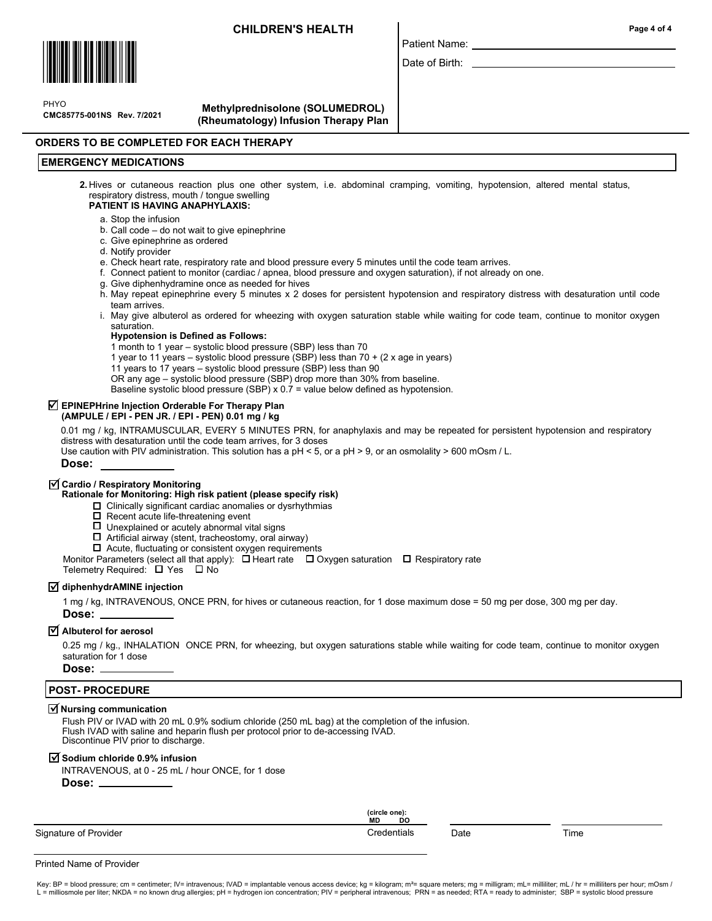# CHILDREN'S HEALTH

Patient Name: ______________________

Date of Birth: ______________________

PHYO
CMC85775-001NS Rev. 7/2021

**Methylprednisolone (SOLUMEDROL) (Rheumatology) Infusion Therapy Plan**

## ORDERS TO BE COMPLETED FOR EACH THERAPY

### EMERGENCY MEDICATIONS

2. Hives or cutaneous reaction plus one other system, i.e. abdominal cramping, vomiting, hypotension, altered mental status, respiratory distress, mouth / tongue swelling
   **PATIENT IS HAVING ANAPHYLAXIS:**
   a. Stop the infusion
   b. Call code – do not wait to give epinephrine
   c. Give epinephrine as ordered
   d. Notify provider
   e. Check heart rate, respiratory rate and blood pressure every 5 minutes until the code team arrives.
   f. Connect patient to monitor (cardiac / apnea, blood pressure and oxygen saturation), if not already on one.
   g. Give diphenhydramine once as needed for hives
   h. May repeat epinephrine every 5 minutes x 2 doses for persistent hypotension and respiratory distress with desaturation until code team arrives.
   i. May give albuterol as ordered for wheezing with oxygen saturation stable while waiting for code team, continue to monitor oxygen saturation.
      **Hypotension is Defined as Follows:**
      1 month to 1 year – systolic blood pressure (SBP) less than 70
      1 year to 11 years – systolic blood pressure (SBP) less than 70 + (2 x age in years)
      11 years to 17 years – systolic blood pressure (SBP) less than 90
      OR any age – systolic blood pressure (SBP) drop more than 30% from baseline.
      Baseline systolic blood pressure (SBP) x 0.7 = value below defined as hypotension.

☑ **EPINEPHrine Injection Orderable For Therapy Plan (AMPULE / EPI - PEN JR. / EPI - PEN) 0.01 mg / kg**

0.01 mg / kg, INTRAMUSCULAR, EVERY 5 MINUTES PRN, for anaphylaxis and may be repeated for persistent hypotension and respiratory distress with desaturation until the code team arrives, for 3 doses
Use caution with PIV administration. This solution has a pH < 5, or a pH > 9, or an osmolality > 600 mOsm / L.

**Dose:** ____________

☑ **Cardio / Respiratory Monitoring**
**Rationale for Monitoring: High risk patient (please specify risk)**

- ☐ Clinically significant cardiac anomalies or dysrhythmias
- ☐ Recent acute life-threatening event
- ☐ Unexplained or acutely abnormal vital signs
- ☐ Artificial airway (stent, tracheostomy, oral airway)
- ☐ Acute, fluctuating or consistent oxygen requirements

Monitor Parameters (select all that apply): ☐ Heart rate ☐ Oxygen saturation ☐ Respiratory rate
Telemetry Required: ☐ Yes ☐ No

☑ **diphenhydrAMINE injection**

1 mg / kg, INTRAVENOUS, ONCE PRN, for hives or cutaneous reaction, for 1 dose maximum dose = 50 mg per dose, 300 mg per day.

**Dose:** ____________

☑ **Albuterol for aerosol**

0.25 mg / kg., INHALATION ONCE PRN, for wheezing, but oxygen saturations stable while waiting for code team, continue to monitor oxygen saturation for 1 dose

**Dose:** ____________

### POST- PROCEDURE

☑ **Nursing communication**

Flush PIV or IVAD with 20 mL 0.9% sodium chloride (250 mL bag) at the completion of the infusion.
Flush IVAD with saline and heparin flush per protocol prior to de-accessing IVAD.
Discontinue PIV prior to discharge.

☑ **Sodium chloride 0.9% infusion**

INTRAVENOUS, at 0 - 25 mL / hour ONCE, for 1 dose

**Dose:** ____________

| | | | |
|---|---|---|---|
| Signature of Provider | Credentials (circle one): MD DO | Date | Time |

Printed Name of Provider

Key: BP = blood pressure; cm = centimeter; IV= intravenous; IVAD = implantable venous access device; kg = kilogram; m² = square meters; mg = milligram; mL= milliliter; mL / hr = milliliters per hour; mOsm / L = milliosmole per liter; NKDA = no known drug allergies; pH = hydrogen ion concentration; PIV = peripheral intravenous; PRN = as needed; RTA = ready to administer; SBP = systolic blood pressure